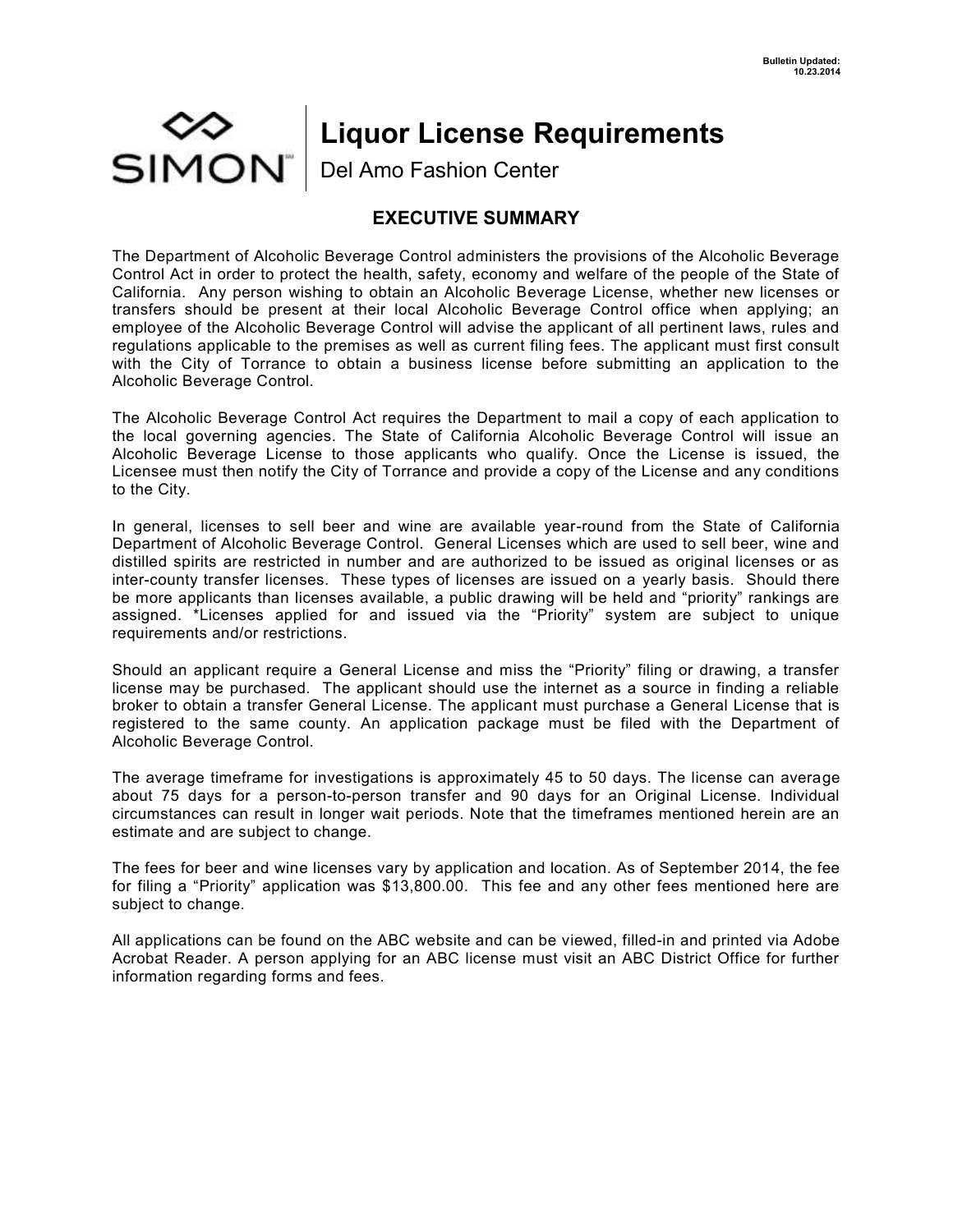Bulletin Updated:
10.23.2014

SIMON

# Liquor License Requirements

Del Amo Fashion Center

## EXECUTIVE SUMMARY

The Department of Alcoholic Beverage Control administers the provisions of the Alcoholic Beverage Control Act in order to protect the health, safety, economy and welfare of the people of the State of California. Any person wishing to obtain an Alcoholic Beverage License, whether new licenses or transfers should be present at their local Alcoholic Beverage Control office when applying; an employee of the Alcoholic Beverage Control will advise the applicant of all pertinent laws, rules and regulations applicable to the premises as well as current filing fees. The applicant must first consult with the City of Torrance to obtain a business license before submitting an application to the Alcoholic Beverage Control.

The Alcoholic Beverage Control Act requires the Department to mail a copy of each application to the local governing agencies. The State of California Alcoholic Beverage Control will issue an Alcoholic Beverage License to those applicants who qualify. Once the License is issued, the Licensee must then notify the City of Torrance and provide a copy of the License and any conditions to the City.

In general, licenses to sell beer and wine are available year-round from the State of California Department of Alcoholic Beverage Control. General Licenses which are used to sell beer, wine and distilled spirits are restricted in number and are authorized to be issued as original licenses or as inter-county transfer licenses. These types of licenses are issued on a yearly basis. Should there be more applicants than licenses available, a public drawing will be held and "priority" rankings are assigned. *Licenses applied for and issued via the "Priority" system are subject to unique requirements and/or restrictions.

Should an applicant require a General License and miss the "Priority" filing or drawing, a transfer license may be purchased. The applicant should use the internet as a source in finding a reliable broker to obtain a transfer General License. The applicant must purchase a General License that is registered to the same county. An application package must be filed with the Department of Alcoholic Beverage Control.

The average timeframe for investigations is approximately 45 to 50 days. The license can average about 75 days for a person-to-person transfer and 90 days for an Original License. Individual circumstances can result in longer wait periods. Note that the timeframes mentioned herein are an estimate and are subject to change.

The fees for beer and wine licenses vary by application and location. As of September 2014, the fee for filing a "Priority" application was $13,800.00. This fee and any other fees mentioned here are subject to change.

All applications can be found on the ABC website and can be viewed, filled-in and printed via Adobe Acrobat Reader. A person applying for an ABC license must visit an ABC District Office for further information regarding forms and fees.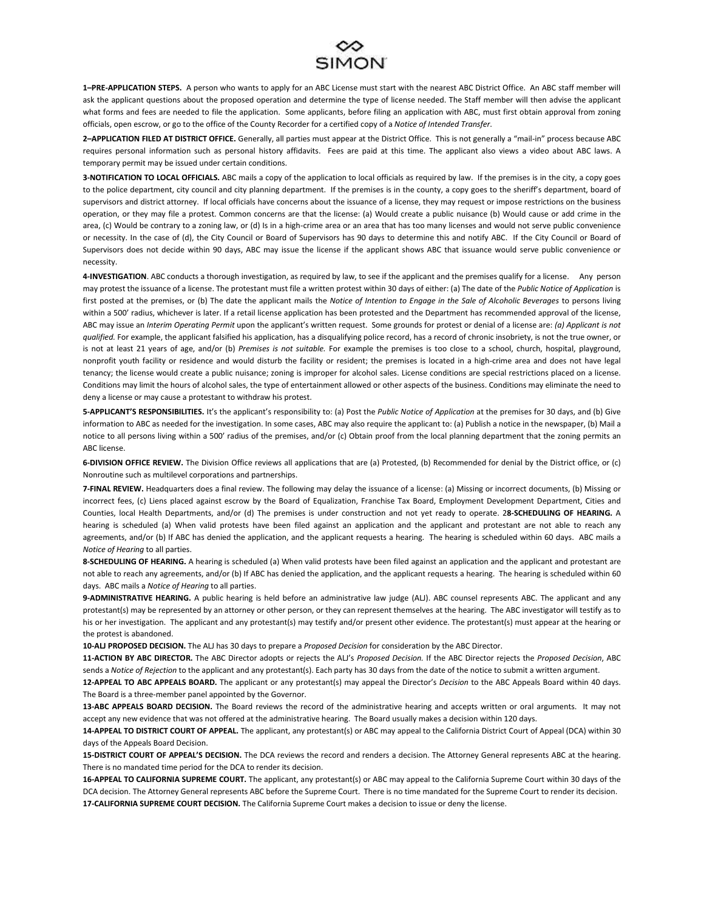**1–PRE-APPLICATION STEPS.** A person who wants to apply for an ABC License must start with the nearest ABC District Office. An ABC staff member will ask the applicant questions about the proposed operation and determine the type of license needed. The Staff member will then advise the applicant what forms and fees are needed to file the application. Some applicants, before filing an application with ABC, must first obtain approval from zoning officials, open escrow, or go to the office of the County Recorder for a certified copy of a *Notice of Intended Transfer*.

**2–APPLICATION FILED AT DISTRICT OFFICE.** Generally, all parties must appear at the District Office. This is not generally a "mail-in" process because ABC requires personal information such as personal history affidavits. Fees are paid at this time. The applicant also views a video about ABC laws. A temporary permit may be issued under certain conditions.

**3-NOTIFICATION TO LOCAL OFFICIALS.** ABC mails a copy of the application to local officials as required by law. If the premises is in the city, a copy goes to the police department, city council and city planning department. If the premises is in the county, a copy goes to the sheriff's department, board of supervisors and district attorney. If local officials have concerns about the issuance of a license, they may request or impose restrictions on the business operation, or they may file a protest. Common concerns are that the license: (a) Would create a public nuisance (b) Would cause or add crime in the area, (c) Would be contrary to a zoning law, or (d) Is in a high-crime area or an area that has too many licenses and would not serve public convenience or necessity. In the case of (d), the City Council or Board of Supervisors has 90 days to determine this and notify ABC. If the City Council or Board of Supervisors does not decide within 90 days, ABC may issue the license if the applicant shows ABC that issuance would serve public convenience or necessity.

**4-INVESTIGATION**. ABC conducts a thorough investigation, as required by law, to see if the applicant and the premises qualify for a license. Any person may protest the issuance of a license. The protestant must file a written protest within 30 days of either: (a) The date of the *Public Notice of Application* is first posted at the premises, or (b) The date the applicant mails the *Notice of Intention to Engage in the Sale of Alcoholic Beverages* to persons living within a 500' radius, whichever is later. If a retail license application has been protested and the Department has recommended approval of the license, ABC may issue an *Interim Operating Permit* upon the applicant's written request. Some grounds for protest or denial of a license are: *(a) Applicant is not qualified.* For example, the applicant falsified his application, has a disqualifying police record, has a record of chronic insobriety, is not the true owner, or is not at least 21 years of age, and/or (b) *Premises is not suitable.* For example the premises is too close to a school, church, hospital, playground, nonprofit youth facility or residence and would disturb the facility or resident; the premises is located in a high-crime area and does not have legal tenancy; the license would create a public nuisance; zoning is improper for alcohol sales. License conditions are special restrictions placed on a license. Conditions may limit the hours of alcohol sales, the type of entertainment allowed or other aspects of the business. Conditions may eliminate the need to deny a license or may cause a protestant to withdraw his protest.

**5-APPLICANT'S RESPONSIBILITIES.** It's the applicant's responsibility to: (a) Post the *Public Notice of Application* at the premises for 30 days, and (b) Give information to ABC as needed for the investigation. In some cases, ABC may also require the applicant to: (a) Publish a notice in the newspaper, (b) Mail a notice to all persons living within a 500' radius of the premises, and/or (c) Obtain proof from the local planning department that the zoning permits an ABC license.

**6-DIVISION OFFICE REVIEW.** The Division Office reviews all applications that are (a) Protested, (b) Recommended for denial by the District office, or (c) Nonroutine such as multilevel corporations and partnerships.

**7-FINAL REVIEW.** Headquarters does a final review. The following may delay the issuance of a license: (a) Missing or incorrect documents, (b) Missing or incorrect fees, (c) Liens placed against escrow by the Board of Equalization, Franchise Tax Board, Employment Development Department, Cities and Counties, local Health Departments, and/or (d) The premises is under construction and not yet ready to operate. 2**8-SCHEDULING OF HEARING.** A hearing is scheduled (a) When valid protests have been filed against an application and the applicant and protestant are not able to reach any agreements, and/or (b) If ABC has denied the application, and the applicant requests a hearing. The hearing is scheduled within 60 days. ABC mails a *Notice of Hearing* to all parties.

**8-SCHEDULING OF HEARING.** A hearing is scheduled (a) When valid protests have been filed against an application and the applicant and protestant are not able to reach any agreements, and/or (b) If ABC has denied the application, and the applicant requests a hearing. The hearing is scheduled within 60 days. ABC mails a *Notice of Hearing* to all parties.

**9-ADMINISTRATIVE HEARING.** A public hearing is held before an administrative law judge (ALJ). ABC counsel represents ABC. The applicant and any protestant(s) may be represented by an attorney or other person, or they can represent themselves at the hearing. The ABC investigator will testify as to his or her investigation. The applicant and any protestant(s) may testify and/or present other evidence. The protestant(s) must appear at the hearing or the protest is abandoned.

**10-ALJ PROPOSED DECISION.** The ALJ has 30 days to prepare a *Proposed Decision* for consideration by the ABC Director.

**11-ACTION BY ABC DIRECTOR.** The ABC Director adopts or rejects the ALJ's *Proposed Decision.* If the ABC Director rejects the *Proposed Decision*, ABC sends a *Notice of Rejection* to the applicant and any protestant(s). Each party has 30 days from the date of the notice to submit a written argument.

**12-APPEAL TO ABC APPEALS BOARD.** The applicant or any protestant(s) may appeal the Director's *Decision* to the ABC Appeals Board within 40 days. The Board is a three-member panel appointed by the Governor.

**13-ABC APPEALS BOARD DECISION.** The Board reviews the record of the administrative hearing and accepts written or oral arguments. It may not accept any new evidence that was not offered at the administrative hearing. The Board usually makes a decision within 120 days.

**14-APPEAL TO DISTRICT COURT OF APPEAL.** The applicant, any protestant(s) or ABC may appeal to the California District Court of Appeal (DCA) within 30 days of the Appeals Board Decision.

**15-DISTRICT COURT OF APPEAL'S DECISION.** The DCA reviews the record and renders a decision. The Attorney General represents ABC at the hearing. There is no mandated time period for the DCA to render its decision.

**16-APPEAL TO CALIFORNIA SUPREME COURT.** The applicant, any protestant(s) or ABC may appeal to the California Supreme Court within 30 days of the DCA decision. The Attorney General represents ABC before the Supreme Court. There is no time mandated for the Supreme Court to render its decision.

**17-CALIFORNIA SUPREME COURT DECISION.** The California Supreme Court makes a decision to issue or deny the license.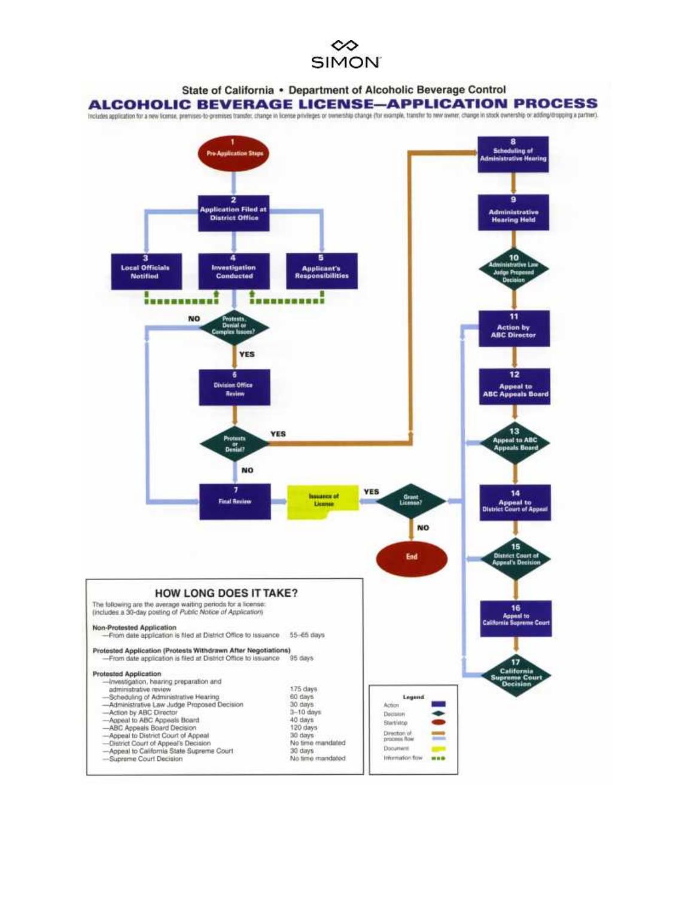SIMON

State of California • Department of Alcoholic Beverage Control

# ALCOHOLIC BEVERAGE LICENSE—APPLICATION PROCESS

Includes application for a new license, premises-to-premises transfer, change in license privileges or ownership change (for example, transfer to new owner, change in stock ownership or adding/dropping a partner).

1. Pre-Application Steps
2. Application Filed at District Office
3. Local Officials Notified
4. Investigation Conducted
5. Applicant's Responsibilities

Protests, Denial or Complex Issues? — NO → 7. Final Review; YES → 6. Division Office Review

6. Division Office Review

Protests or Denial? — YES → 8. Scheduling of Administrative Hearing; NO → 7. Final Review

7. Final Review

Grant License? — YES → Issuance of License; NO → End

8. Scheduling of Administrative Hearing
9. Administrative Hearing Held
10. Administrative Law Judge Proposed Decision
11. Action by ABC Director
12. Appeal to ABC Appeals Board
13. Appeal to ABC Appeals Board
14. Appeal to District Court of Appeal
15. District Court of Appeal's Decision
16. Appeal to California Supreme Court
17. California Supreme Court Decision

## HOW LONG DOES IT TAKE?

The following are the average waiting periods for a license:
(includes a 30-day posting of *Public Notice of Application*)

**Non-Protested Application**

| | |
|---|---|
| —From date application is filed at District Office to issuance | 55–65 days |

**Protested Application (Protests Withdrawn After Negotiations)**

| | |
|---|---|
| —From date application is filed at District Office to issuance | 95 days |

**Protested Application**

| | |
|---|---|
| —Investigation, hearing preparation and administrative review | 175 days |
| —Scheduling of Administrative Hearing | 60 days |
| —Administrative Law Judge Proposed Decision | 30 days |
| —Action by ABC Director | 3–10 days |
| —Appeal to ABC Appeals Board | 40 days |
| —ABC Appeals Board Decision | 120 days |
| —Appeal to District Court of Appeal | 30 days |
| —District Court of Appeal's Decision | No time mandated |
| —Appeal to California State Supreme Court | 30 days |
| —Supreme Court Decision | No time mandated |

**Legend**

- Action
- Decision
- Start/stop
- Direction of process flow
- Document
- Information flow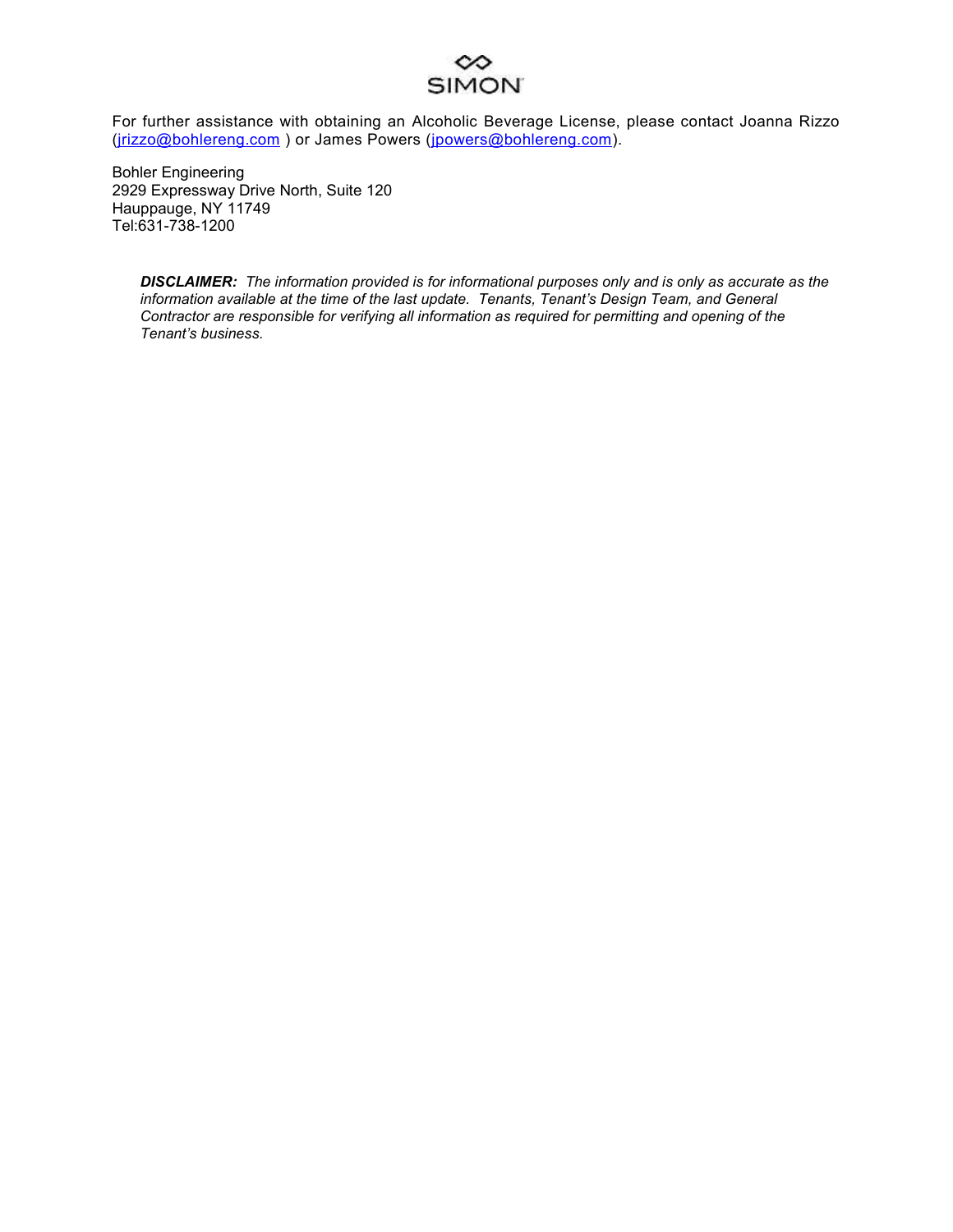SIMON

For further assistance with obtaining an Alcoholic Beverage License, please contact Joanna Rizzo (jrizzo@bohlereng.com ) or James Powers (jpowers@bohlereng.com).

Bohler Engineering
2929 Expressway Drive North, Suite 120
Hauppauge, NY 11749
Tel:631-738-1200

***DISCLAIMER:*** *The information provided is for informational purposes only and is only as accurate as the information available at the time of the last update. Tenants, Tenant's Design Team, and General Contractor are responsible for verifying all information as required for permitting and opening of the Tenant's business.*